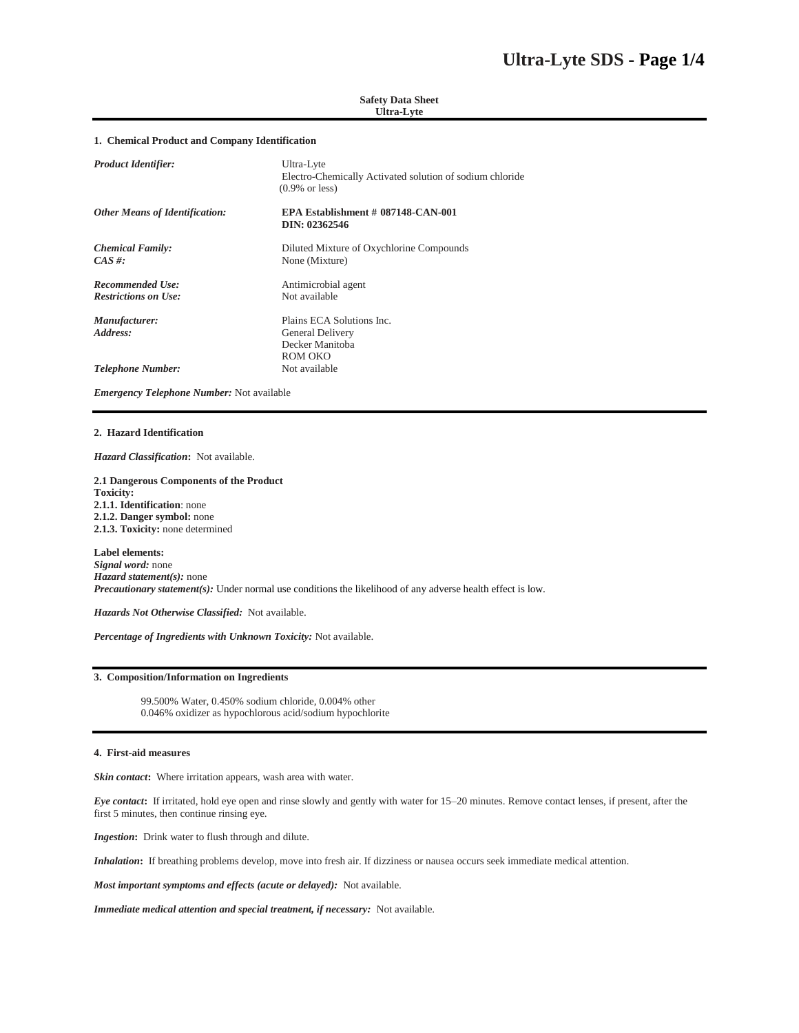**Safety Data Sheet**
**Ultra-Lyte**

## 1. Chemical Product and Company Identification

***Product Identifier:*** Ultra-Lyte
Electro-Chemically Activated solution of sodium chloride (0.9% or less)

***Other Means of Identification:*** **EPA Establishment # 087148-CAN-001**
**DIN: 02362546**

***Chemical Family:*** Diluted Mixture of Oxychlorine Compounds
***CAS #:*** None (Mixture)

***Recommended Use:*** Antimicrobial agent
***Restrictions on Use:*** Not available

***Manufacturer:*** Plains ECA Solutions Inc.
***Address:*** General Delivery
Decker Manitoba
ROM OKO
***Telephone Number:*** Not available

***Emergency Telephone Number:*** Not available

## 2. Hazard Identification

***Hazard Classification*:** Not available.

**2.1 Dangerous Components of the Product**
**Toxicity:**
**2.1.1. Identification**: none
**2.1.2. Danger symbol:** none
**2.1.3. Toxicity:** none determined

**Label elements:**
***Signal word:*** none
***Hazard statement(s):*** none
***Precautionary statement(s):*** Under normal use conditions the likelihood of any adverse health effect is low.

***Hazards Not Otherwise Classified:*** Not available.

***Percentage of Ingredients with Unknown Toxicity:*** Not available.

## 3. Composition/Information on Ingredients

99.500% Water, 0.450% sodium chloride, 0.004% other
0.046% oxidizer as hypochlorous acid/sodium hypochlorite

## 4. First-aid measures

***Skin contact*:** Where irritation appears, wash area with water.

***Eye contact*:** If irritated, hold eye open and rinse slowly and gently with water for 15–20 minutes. Remove contact lenses, if present, after the first 5 minutes, then continue rinsing eye.

***Ingestion*:** Drink water to flush through and dilute.

***Inhalation*:** If breathing problems develop, move into fresh air. If dizziness or nausea occurs seek immediate medical attention.

***Most important symptoms and effects (acute or delayed):*** Not available.

***Immediate medical attention and special treatment, if necessary:*** Not available.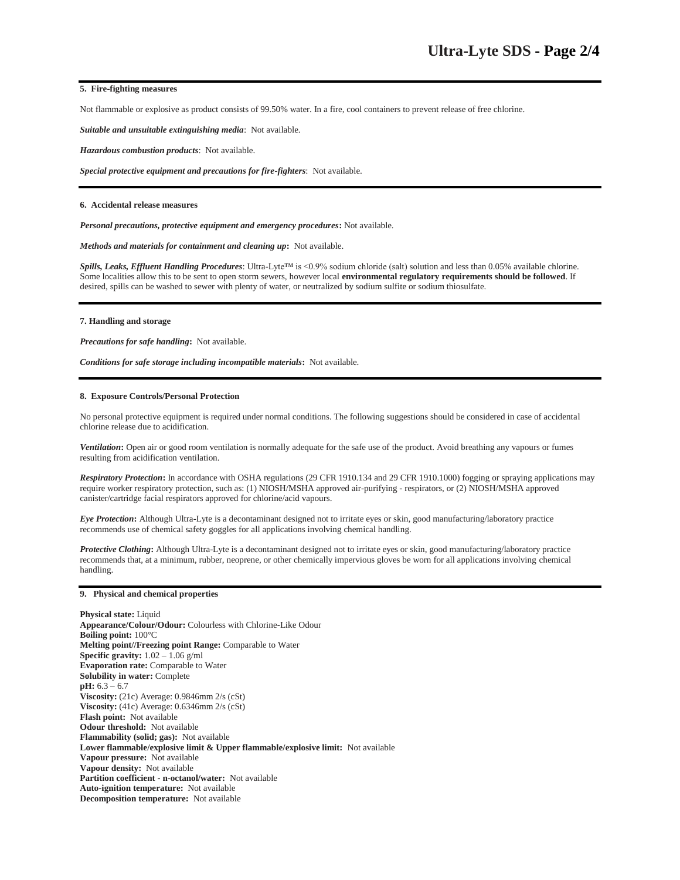## 5. Fire-fighting measures

Not flammable or explosive as product consists of 99.50% water. In a fire, cool containers to prevent release of free chlorine.

***Suitable and unsuitable extinguishing media***: Not available.

***Hazardous combustion products***: Not available.

***Special protective equipment and precautions for fire-fighters***: Not available.

## 6. Accidental release measures

***Personal precautions, protective equipment and emergency procedures*:** Not available.

***Methods and materials for containment and cleaning up*:** Not available.

***Spills, Leaks, Effluent Handling Procedures***: Ultra-Lyte™ is <0.9% sodium chloride (salt) solution and less than 0.05% available chlorine. Some localities allow this to be sent to open storm sewers, however local **environmental regulatory requirements should be followed**. If desired, spills can be washed to sewer with plenty of water, or neutralized by sodium sulfite or sodium thiosulfate.

## 7. Handling and storage

***Precautions for safe handling*:** Not available.

***Conditions for safe storage including incompatible materials*:** Not available.

## 8. Exposure Controls/Personal Protection

No personal protective equipment is required under normal conditions. The following suggestions should be considered in case of accidental chlorine release due to acidification.

***Ventilation*:** Open air or good room ventilation is normally adequate for the safe use of the product. Avoid breathing any vapours or fumes resulting from acidification ventilation.

***Respiratory Protection*:** In accordance with OSHA regulations (29 CFR 1910.134 and 29 CFR 1910.1000) fogging or spraying applications may require worker respiratory protection, such as: (1) NIOSH/MSHA approved air-purifying - respirators, or (2) NIOSH/MSHA approved canister/cartridge facial respirators approved for chlorine/acid vapours.

***Eye Protection*:** Although Ultra-Lyte is a decontaminant designed not to irritate eyes or skin, good manufacturing/laboratory practice recommends use of chemical safety goggles for all applications involving chemical handling.

***Protective Clothing*:** Although Ultra-Lyte is a decontaminant designed not to irritate eyes or skin, good manufacturing/laboratory practice recommends that, at a minimum, rubber, neoprene, or other chemically impervious gloves be worn for all applications involving chemical handling.

## 9. Physical and chemical properties

**Physical state:** Liquid
**Appearance/Colour/Odour:** Colourless with Chlorine-Like Odour
**Boiling point:** 100°C
**Melting point//Freezing point Range:** Comparable to Water
**Specific gravity:** 1.02 – 1.06 g/ml
**Evaporation rate:** Comparable to Water
**Solubility in water:** Complete
**pH:** 6.3 – 6.7
**Viscosity:** (21c) Average: 0.9846mm 2/s (cSt)
**Viscosity:** (41c) Average: 0.6346mm 2/s (cSt)
**Flash point:** Not available
**Odour threshold:** Not available
**Flammability (solid; gas):** Not available
**Lower flammable/explosive limit & Upper flammable/explosive limit:** Not available
**Vapour pressure:** Not available
**Vapour density:** Not available
**Partition coefficient - n-octanol/water:** Not available
**Auto-ignition temperature:** Not available
**Decomposition temperature:** Not available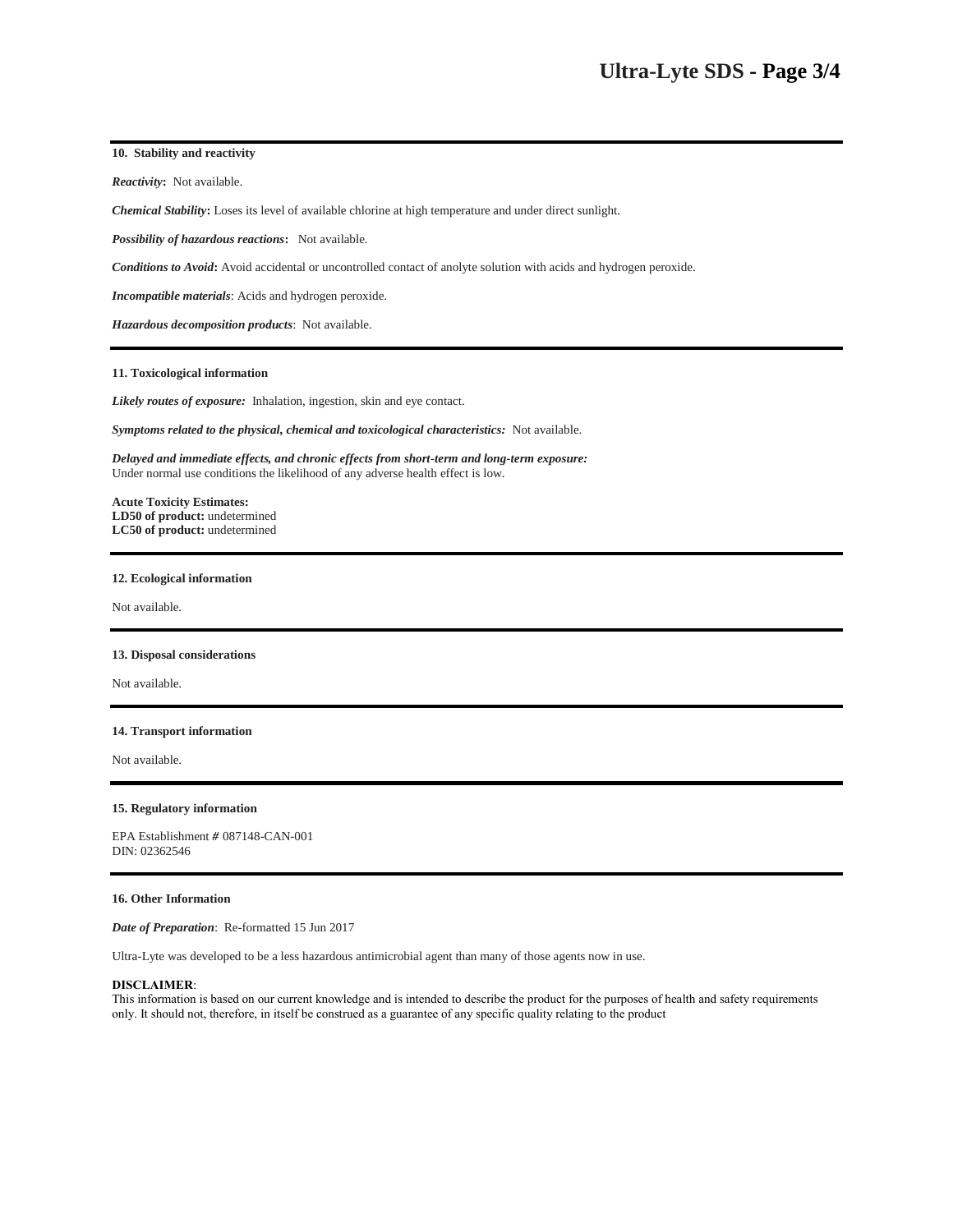## 10. Stability and reactivity

***Reactivity*****:** Not available.

***Chemical Stability*****:** Loses its level of available chlorine at high temperature and under direct sunlight.

***Possibility of hazardous reactions*****:** Not available.

***Conditions to Avoid*****:** Avoid accidental or uncontrolled contact of anolyte solution with acids and hydrogen peroxide.

***Incompatible materials***: Acids and hydrogen peroxide.

***Hazardous decomposition products***: Not available.

## 11. Toxicological information

***Likely routes of exposure:*** Inhalation, ingestion, skin and eye contact.

***Symptoms related to the physical, chemical and toxicological characteristics:*** Not available.

***Delayed and immediate effects, and chronic effects from short-term and long-term exposure:***
Under normal use conditions the likelihood of any adverse health effect is low.

**Acute Toxicity Estimates:**
**LD50 of product:** undetermined
**LC50 of product:** undetermined

## 12. Ecological information

Not available.

## 13. Disposal considerations

Not available.

## 14. Transport information

Not available.

## 15. Regulatory information

EPA Establishment # 087148-CAN-001
DIN: 02362546

## 16. Other Information

***Date of Preparation***: Re-formatted 15 Jun 2017

Ultra-Lyte was developed to be a less hazardous antimicrobial agent than many of those agents now in use.

**DISCLAIMER**:
This information is based on our current knowledge and is intended to describe the product for the purposes of health and safety requirements only. It should not, therefore, in itself be construed as a guarantee of any specific quality relating to the product